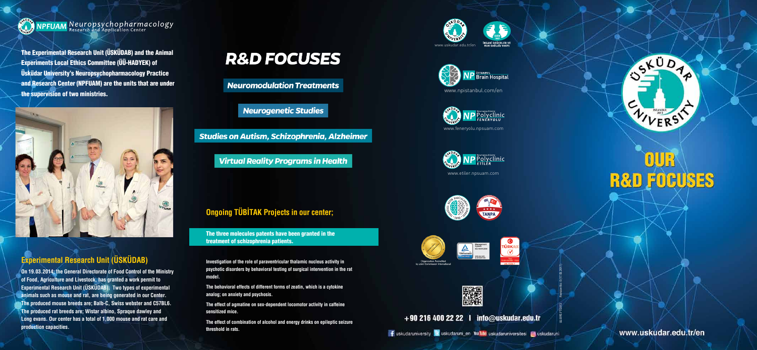**NPFUAM** Neuropsychopharmacology Research and Application Center

**The Experimental Research Unit (ÜSKÜDAB) and the Animal Experiments Local Ethics Committee (ÜÜ-HADYEK) of Üsküdar University's Neuropsychopharmacology Practice and Research Center (NPFUAM) are the units that are under the supervision of two ministries.**

## Experimental Research Unit (ÜSKÜDAB)

On 19.03.2014; the General Directorate of Food Control of the Ministry of Food, Agriculture and Livestock, has granted a work permit to Experimental Research Unit (ÜSKÜDAB). Two types of experimental animals such as mouse and rat, are being generated in our Center. The produced mouse breeds are; Balb-C, Swiss webster and C57BL6. The produced rat breeds are; Wistar albino, Sprague dawley and Long evans. Our center has a total of 1,000 mouse and rat care and production capacities.

# R&D FOCUSES

*Neuromodulation Treatments*

*Neurogenetic Studies*

*Studies on Autism, Schizophrenia, Alzheimer*

*Virtual Reality Programs in Health*

## Ongoing TÜBİTAK Projects in our center;

**The three molecules patents have been granted in the treatment of schizophrenia patients.**

Investigation of the role of paraventricular thalamic nucleus activity in psychotic disorders by behavioral testing of surgical intervention in the rat model.

The behavioral effects of different forms of zeatin, which is a cytokine analog; on anxiety and psychosis.

The effect of agmatine on sex-dependent locomotor activity in caffeine sensitized mice.

The effect of combination of alcohol and energy drinks on epileptic seizure threshold in rats.

www.uskudar.edu.tr/en

İNSANİ DEĞERLER VE RUH SAĞLIĞI VAKFI

NP İSTANBUL Brain Hospital

www.npistanbul.com/en

NP Polyclinic FENERYOLU

www.feneryolu.npsuam.com

NP Polyclinic ETİLER

www.etiler.npsuam.com

TANPA

Organization Accredited by Joint Commission International

+90 216 400 22 22 | info@uskudar.edu.tr

uskudaruniversity | uskudaruni_en | uskudaruniversitesi | uskudaruni

# OUR R&D FOCUSES

www.uskudar.edu.tr/en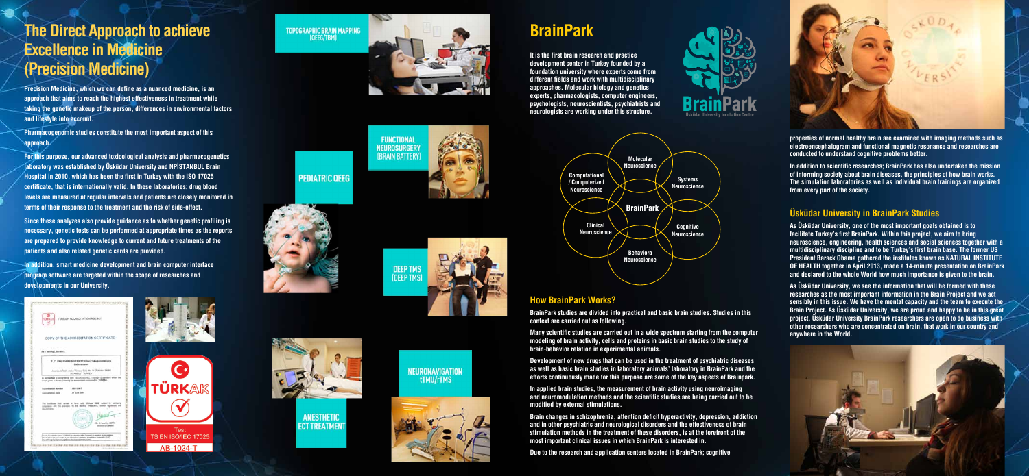# The Direct Approach to achieve Excellence in Medicine (Precision Medicine)

Precision Medicine, which we can define as a nuanced medicine, is an approach that aims to reach the highest effectiveness in treatment while taking the genetic makeup of the person, differences in environmental factors and lifestyle into account.

Pharmacogenomic studies constitute the most important aspect of this approach.

For this purpose, our advanced toxicological analysis and pharmacogenetics laboratory was established by Üsküdar University and NPİSTANBUL Brain Hospital in 2010, which has been the first in Turkey with the ISO 17025 certificate, that is internationally valid. In these laboratories; drug blood levels are measured at regular intervals and patients are closely monitored in terms of their response to the treatment and the risk of side-effect.

Since these analyzes also provide guidance as to whether genetic profiling is necessary, genetic tests can be performed at appropriate times as the reports are prepared to provide knowledge to current and future treatments of the patients and also related genetic cards are provided.

In addition, smart medicine development and brain computer interface program software are targeted within the scope of researches and developments in our University.

TÜRKAK

Test
TS EN ISO/IEC 17025
AB-1024-T

TOPOGRAPHIC BRAIN MAPPING (QEEG/TBM)

FUNCTIONAL NEUROSURGERY (BRAIN BATTERY)

PEDIATRIC QEEG

DEEP TMS (DEEP TMS)

NEURONAVIGATION tTMU/rTMS

ANESTHETIC ECT TREATMENT

# BrainPark

It is the first brain research and practice development center in Turkey founded by a foundation university where experts come from different fields and work with multidisciplinary approaches. Molecular biology and genetics experts, pharmacologists, computer engineers, psychologists, neuroscientists, psychiatrists and neurologists are working under this structure.

BrainPark
Üsküdar University Incubation Centre

Molecular Neuroscience
Systems Neuroscience
Cognitive Neuroscience
Behavioral Neuroscience
Clinical Neuroscience
Computational / Computerized Neuroscience
BrainPark

## How BrainPark Works?

BrainPark studies are divided into practical and basic brain studies. Studies in this context are carried out as following.

Many scientific studies are carried out in a wide spectrum starting from the computer modeling of brain activity, cells and proteins in basic brain studies to the study of brain-behavior relation in experimental animals.

Development of new drugs that can be used in the treatment of psychiatric diseases as well as basic brain studies in laboratory animals' laboratory in BrainPark and the efforts continuously made for this purpose are some of the key aspects of Brainpark.

In applied brain studies, the measurement of brain activity using neuroimaging and neuromodulation methods and the scientific studies are being carried out to be modified by external stimulations.

Brain changes in schizophrenia, attention deficit hyperactivity, depression, addiction and in other psychiatric and neurological disorders and the effectiveness of brain stimulation methods in the treatment of these disorders, is at the forefront of the most important clinical issues in which BrainPark is interested in.

Due to the research and application centers located in BrainPark; cognitive properties of normal healthy brain are examined with imaging methods such as electroencephalogram and functional magnetic resonance and researches are conducted to understand cognitive problems better.

In addition to scientific researches; BrainPark has also undertaken the mission of informing society about brain diseases, the principles of how brain works. The simulation laboratories as well as individual brain trainings are organized from every part of the society.

## Üsküdar University in BrainPark Studies

As Üsküdar University, one of the most important goals obtained is to facilitate Turkey's first BrainPark. Within this project, we aim to bring neuroscience, engineering, health sciences and social sciences together with a multidisciplinary discipline and to be Turkey's first brain base. The former US President Barack Obama gathered the institutes known as NATURAL INSTITUTE OF HEALTH together in April 2013, made a 14-minute presentation on BrainPark and declared to the whole World how much importance is given to the brain.

As Üsküdar University, we see the information that will be formed with these researches as the most important information in the Brain Project and we act sensibly in this issue. We have the mental capacity and the team to execute the Brain Project. As Üsküdar University, we are proud and happy to be in this great project. Üsküdar University BrainPark researchers are open to do business with other researchers who are concentrated on brain, that work in our country and anywhere in the World.